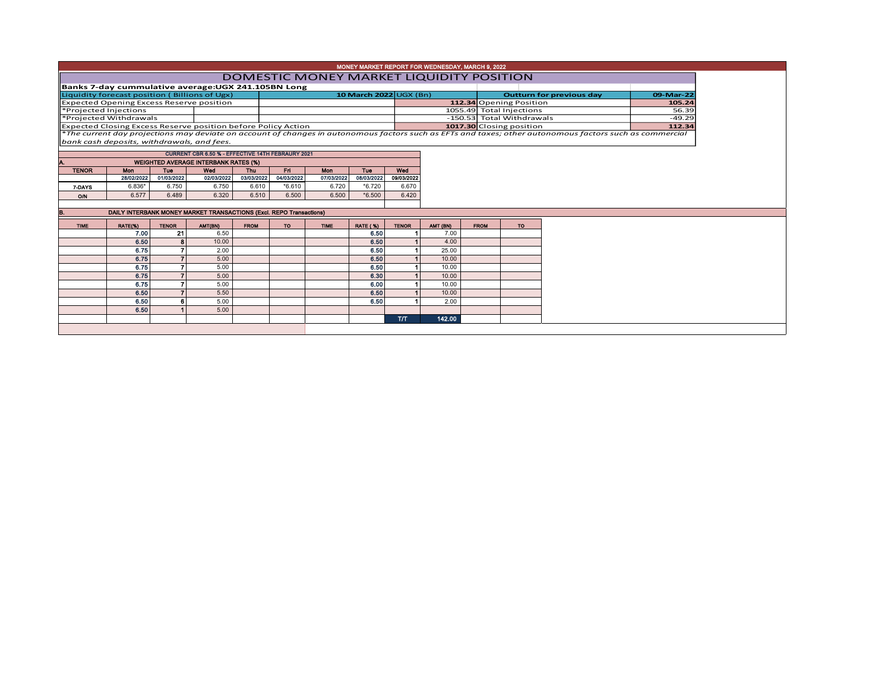# MONEY MARKET REPORT FOR WEDNESDAY, MARCH 9, 2022

## DOMESTIC MONEY MARKET LIQUIDITY POSITION

**Banks 7-day cummulative average:UGX 241.105BN Long**

| Liquidity forecast position ( Billions of Ugx) | 10 March 2022 UGX (Bn) | Outturn for previous day | 09-Mar-22 |
|---|---|---|---|
| Expected Opening Excess Reserve position | 112.34 | Opening Position | 105.24 |
| *Projected Injections | 1055.49 | Total Injections | 56.39 |
| *Projected Withdrawals | -150.53 | Total Withdrawals | -49.29 |
| Expected Closing Excess Reserve position before Policy Action | 1017.30 | Closing position | 112.34 |

*The current day projections may deviate on account of changes in autonomous factors such as EFTs and taxes; other autonomous factors such as commercial bank cash deposits, withdrawals, and fees.*

**CURRENT CBR 6.50 % - EFFECTIVE 14TH FEBRAURY 2021**

### A. WEIGHTED AVERAGE INTERBANK RATES (%)

| TENOR | Mon 28/02/2022 | Tue 01/03/2022 | Wed 02/03/2022 | Thu 03/03/2022 | Fri 04/03/2022 | Mon 07/03/2022 | Tue 08/03/2022 | Wed 09/03/2022 |
|---|---|---|---|---|---|---|---|---|
| 7-DAYS | 6.836* | 6.750 | 6.750 | 6.610 | *6.610 | 6.720 | *6.720 | 6.670 |
| O/N | 6.577 | 6.489 | 6.320 | 6.510 | 6.500 | 6.500 | *6.500 | 6.420 |

### B. DAILY INTERBANK MONEY MARKET TRANSACTIONS (Excl. REPO Transactions)

| TIME | RATE(%) | TENOR | AMT(BN) | FROM | TO | TIME | RATE (%) | TENOR | AMT (BN) | FROM | TO |
|---|---|---|---|---|---|---|---|---|---|---|---|
| | 7.00 | 21 | 6.50 | | | | 6.50 | 1 | 7.00 | | |
| | 6.50 | 8 | 10.00 | | | | 6.50 | 1 | 4.00 | | |
| | 6.75 | 7 | 2.00 | | | | 6.50 | 1 | 25.00 | | |
| | 6.75 | 7 | 5.00 | | | | 6.50 | 1 | 10.00 | | |
| | 6.75 | 7 | 5.00 | | | | 6.50 | 1 | 10.00 | | |
| | 6.75 | 7 | 5.00 | | | | 6.30 | 1 | 10.00 | | |
| | 6.75 | 7 | 5.00 | | | | 6.00 | 1 | 10.00 | | |
| | 6.50 | 7 | 5.50 | | | | 6.50 | 1 | 10.00 | | |
| | 6.50 | 6 | 5.00 | | | | 6.50 | 1 | 2.00 | | |
| | 6.50 | 1 | 5.00 | | | | | | | | |
| | | | | | | | | T/T | 142.00 | | |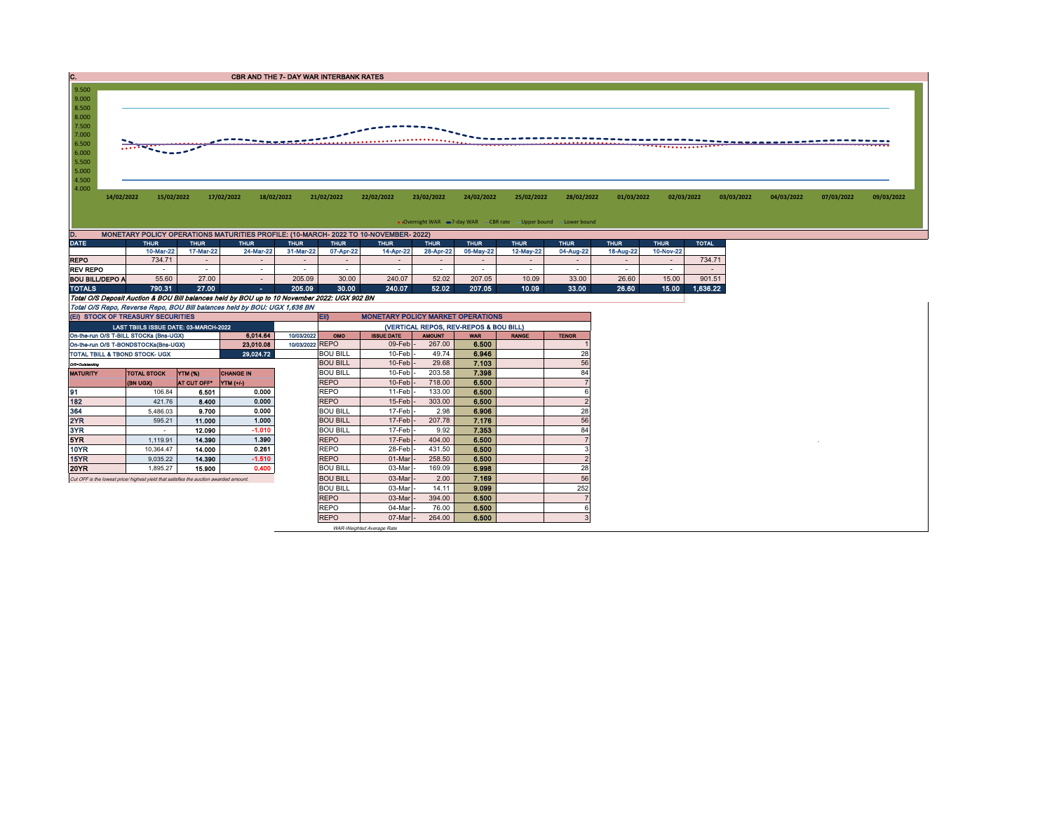## C. CBR AND THE 7- DAY WAR INTERBANK RATES

Chart axis values: 9.500, 9.000, 8.500, 8.000, 7.500, 7.000, 6.500, 6.000, 5.500, 5.000, 4.500, 4.000

Dates: 14/02/2022, 15/02/2022, 17/02/2022, 18/02/2022, 21/02/2022, 22/02/2022, 23/02/2022, 24/02/2022, 25/02/2022, 28/02/2022, 01/03/2022, 02/03/2022, 03/03/2022, 04/03/2022, 07/03/2022, 09/03/2022

Legend: Overnight WAR, 7-day WAR, CBR rate, Upper bound, Lower bound

## D. MONETARY POLICY OPERATIONS MATURITIES PROFILE: (10-MARCH- 2022 TO 10-NOVEMBER- 2022)

| DATE | THUR | THUR | THUR | THUR | THUR | THUR | THUR | THUR | THUR | THUR | THUR | THUR | TOTAL |
|---|---|---|---|---|---|---|---|---|---|---|---|---|---|
| | 10-Mar-22 | 17-Mar-22 | 24-Mar-22 | 31-Mar-22 | 07-Apr-22 | 14-Apr-22 | 28-Apr-22 | 05-May-22 | 12-May-22 | 04-Aug-22 | 18-Aug-22 | 10-Nov-22 | |
| REPO | 734.71 | - | - | - | - | - | - | - | - | - | - | - | 734.71 |
| REV REPO | - | - | - | - | - | - | - | - | - | - | - | - | - |
| BOU BILL/DEPO A | 55.60 | 27.00 | - | 205.09 | 30.00 | 240.07 | 52.02 | 207.05 | 10.09 | 33.00 | 26.60 | 15.00 | 901.51 |
| TOTALS | 790.31 | 27.00 | - | 205.09 | 30.00 | 240.07 | 52.02 | 207.05 | 10.09 | 33.00 | 26.60 | 15.00 | 1,636.22 |

*Total O/S Deposit Auction & BOU Bill balances held by BOU up to 10 November 2022: UGX 902 BN*

*Total O/S Repo, Reverse Repo, BOU Bill balances held by BOU: UGX 1,636 BN*

## (EI) STOCK OF TREASURY SECURITIES

| LAST TBIILS ISSUE DATE: 03-MARCH-2022 | | |
|---|---|---|
| On-the-run O/S T-BILL STOCKs (Bns-UGX) | 6,014.64 | 10/03/2022 |
| On-the-run O/S T-BONDSTOCKs(Bns-UGX) | 23,010.08 | 10/03/2022 |
| TOTAL TBILL & TBOND STOCK- UGX | 29,024.72 | |

O/S=Outstanding

| MATURITY | TOTAL STOCK (BN UGX) | YTM (%) AT CUT OFF* | CHANGE IN YTM (+/-) |
|---|---|---|---|
| 91 | 106.84 | 6.501 | 0.000 |
| 182 | 421.76 | 8.400 | 0.000 |
| 364 | 5,486.03 | 9.700 | 0.000 |
| 2YR | 595.21 | 11.000 | 1.000 |
| 3YR | - | 12.090 | -1.010 |
| 5YR | 1,119.91 | 14.390 | 1.390 |
| 10YR | 10,364.47 | 14.000 | 0.261 |
| 15YR | 9,035.22 | 14.390 | -1.510 |
| 20YR | 1,895.27 | 15.900 | 0.400 |

*Cut OFF is the lowest price/ highest yield that satisfies the auction awarded amount.*

## EII) MONETARY POLICY MARKET OPERATIONS

(VERTICAL REPOS, REV-REPOS & BOU BILL)

| OMO | ISSUE DATE | AMOUNT | WAR | RANGE | TENOR |
|---|---|---|---|---|---|
| REPO | 09-Feb | 267.00 | 6.500 | | 1 |
| BOU BILL | 10-Feb | 49.74 | 6.946 | | 28 |
| BOU BILL | 10-Feb | 29.68 | 7.103 | | 56 |
| BOU BILL | 10-Feb | 203.58 | 7.398 | | 84 |
| REPO | 10-Feb | 718.00 | 6.500 | | 7 |
| REPO | 11-Feb | 133.00 | 6.500 | | 6 |
| REPO | 15-Feb | 303.00 | 6.500 | | 2 |
| BOU BILL | 17-Feb | 2.98 | 6.906 | | 28 |
| BOU BILL | 17-Feb | 207.78 | 7.176 | | 56 |
| BOU BILL | 17-Feb | 9.92 | 7.353 | | 84 |
| REPO | 17-Feb | 404.00 | 6.500 | | 7 |
| REPO | 28-Feb | 431.50 | 6.500 | | 3 |
| REPO | 01-Mar | 258.50 | 6.500 | | 2 |
| BOU BILL | 03-Mar | 169.09 | 6.998 | | 28 |
| BOU BILL | 03-Mar | 2.00 | 7.169 | | 56 |
| BOU BILL | 03-Mar | 14.11 | 9.099 | | 252 |
| REPO | 03-Mar | 394.00 | 6.500 | | 7 |
| REPO | 04-Mar | 76.00 | 6.500 | | 6 |
| REPO | 07-Mar | 264.00 | 6.500 | | 3 |

*WAR-Weighted Average Rate*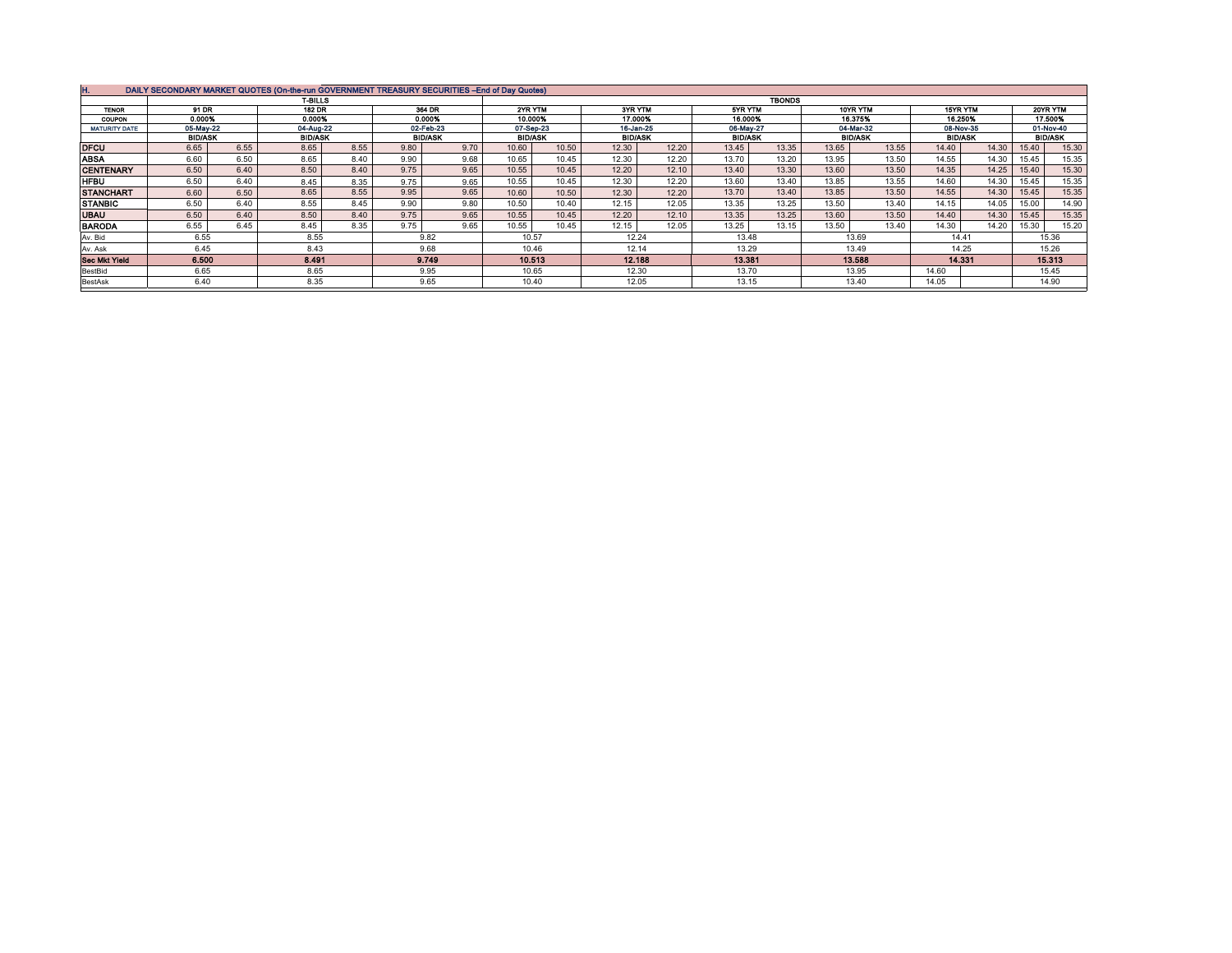| H. | DAILY SECONDARY MARKET QUOTES (On-the-run GOVERNMENT TREASURY SECURITIES –End of Day Quotes) | | | | | | | | | | | | | | | | | |
|---|---|---|---|---|---|---|---|---|---|---|---|---|---|---|---|---|---|---|
| | T-BILLS | | | | | | TBONDS | | | | | | | | | | | |
| TENOR | 91 DR | | 182 DR | | 364 DR | | 2YR YTM | | 3YR YTM | | 5YR YTM | | 10YR YTM | | 15YR YTM | | 20YR YTM | |
| COUPON | 0.000% | | 0.000% | | 0.000% | | 10.000% | | 17.000% | | 16.000% | | 16.375% | | 16.250% | | 17.500% | |
| MATURITY DATE | 05-May-22 | | 04-Aug-22 | | 02-Feb-23 | | 07-Sep-23 | | 16-Jan-25 | | 06-May-27 | | 04-Mar-32 | | 08-Nov-35 | | 01-Nov-40 | |
| | BID/ASK | | BID/ASK | | BID/ASK | | BID/ASK | | BID/ASK | | BID/ASK | | BID/ASK | | BID/ASK | | BID/ASK | |
| DFCU | 6.65 | 6.55 | 8.65 | 8.55 | 9.80 | 9.70 | 10.60 | 10.50 | 12.30 | 12.20 | 13.45 | 13.35 | 13.65 | 13.55 | 14.40 | 14.30 | 15.40 | 15.30 |
| ABSA | 6.60 | 6.50 | 8.65 | 8.40 | 9.90 | 9.68 | 10.65 | 10.45 | 12.30 | 12.20 | 13.70 | 13.20 | 13.95 | 13.50 | 14.55 | 14.30 | 15.45 | 15.35 |
| CENTENARY | 6.50 | 6.40 | 8.50 | 8.40 | 9.75 | 9.65 | 10.55 | 10.45 | 12.20 | 12.10 | 13.40 | 13.30 | 13.60 | 13.50 | 14.35 | 14.25 | 15.40 | 15.30 |
| HFBU | 6.50 | 6.40 | 8.45 | 8.35 | 9.75 | 9.65 | 10.55 | 10.45 | 12.30 | 12.20 | 13.60 | 13.40 | 13.85 | 13.55 | 14.60 | 14.30 | 15.45 | 15.35 |
| STANCHART | 6.60 | 6.50 | 8.65 | 8.55 | 9.95 | 9.65 | 10.60 | 10.50 | 12.30 | 12.20 | 13.70 | 13.40 | 13.85 | 13.50 | 14.55 | 14.30 | 15.45 | 15.35 |
| STANBIC | 6.50 | 6.40 | 8.55 | 8.45 | 9.90 | 9.80 | 10.50 | 10.40 | 12.15 | 12.05 | 13.35 | 13.25 | 13.50 | 13.40 | 14.15 | 14.05 | 15.00 | 14.90 |
| UBAU | 6.50 | 6.40 | 8.50 | 8.40 | 9.75 | 9.65 | 10.55 | 10.45 | 12.20 | 12.10 | 13.35 | 13.25 | 13.60 | 13.50 | 14.40 | 14.30 | 15.45 | 15.35 |
| BARODA | 6.55 | 6.45 | 8.45 | 8.35 | 9.75 | 9.65 | 10.55 | 10.45 | 12.15 | 12.05 | 13.25 | 13.15 | 13.50 | 13.40 | 14.30 | 14.20 | 15.30 | 15.20 |
| Av. Bid | 6.55 | | 8.55 | | 9.82 | | 10.57 | | 12.24 | | 13.48 | | 13.69 | | 14.41 | | 15.36 | |
| Av. Ask | 6.45 | | 8.43 | | 9.68 | | 10.46 | | 12.14 | | 13.29 | | 13.49 | | 14.25 | | 15.26 | |
| Sec Mkt Yield | 6.500 | | 8.491 | | 9.749 | | 10.513 | | 12.188 | | 13.381 | | 13.588 | | 14.331 | | 15.313 | |
| BestBid | 6.65 | | 8.65 | | 9.95 | | 10.65 | | 12.30 | | 13.70 | | 13.95 | | 14.60 | | 15.45 | |
| BestAsk | 6.40 | | 8.35 | | 9.65 | | 10.40 | | 12.05 | | 13.15 | | 13.40 | | 14.05 | | 14.90 | |